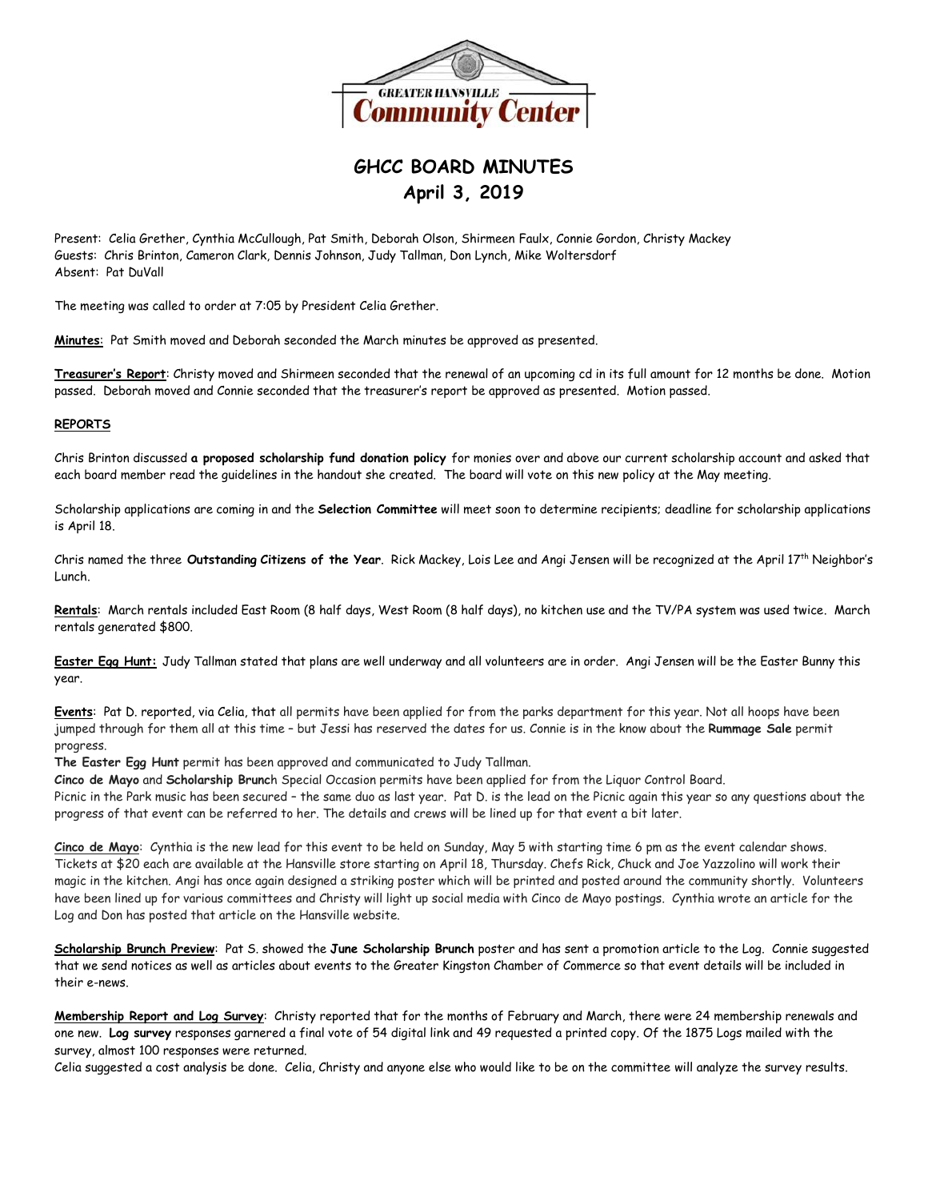# GHCC BOARD MINUTES
## April 3, 2019

Present: Celia Grether, Cynthia McCullough, Pat Smith, Deborah Olson, Shirmeen Faulx, Connie Gordon, Christy Mackey
Guests: Chris Brinton, Cameron Clark, Dennis Johnson, Judy Tallman, Don Lynch, Mike Woltersdorf
Absent: Pat DuVall

The meeting was called to order at 7:05 by President Celia Grether.

**Minutes**: Pat Smith moved and Deborah seconded the March minutes be approved as presented.

**Treasurer's Report**: Christy moved and Shirmeen seconded that the renewal of an upcoming cd in its full amount for 12 months be done. Motion passed. Deborah moved and Connie seconded that the treasurer's report be approved as presented. Motion passed.

**REPORTS**

Chris Brinton discussed **a proposed scholarship fund donation policy** for monies over and above our current scholarship account and asked that each board member read the guidelines in the handout she created. The board will vote on this new policy at the May meeting.

Scholarship applications are coming in and the **Selection Committee** will meet soon to determine recipients; deadline for scholarship applications is April 18.

Chris named the three **Outstanding Citizens of the Year**. Rick Mackey, Lois Lee and Angi Jensen will be recognized at the April 17th Neighbor's Lunch.

**Rentals**: March rentals included East Room (8 half days, West Room (8 half days), no kitchen use and the TV/PA system was used twice. March rentals generated $800.

**Easter Egg Hunt:** Judy Tallman stated that plans are well underway and all volunteers are in order. Angi Jensen will be the Easter Bunny this year.

**Events**: Pat D. reported, via Celia, that all permits have been applied for from the parks department for this year. Not all hoops have been jumped through for them all at this time – but Jessi has reserved the dates for us. Connie is in the know about the **Rummage Sale** permit progress.

**The Easter Egg Hunt** permit has been approved and communicated to Judy Tallman.

**Cinco de Mayo** and **Scholarship Brunch** Special Occasion permits have been applied for from the Liquor Control Board.

Picnic in the Park music has been secured – the same duo as last year. Pat D. is the lead on the Picnic again this year so any questions about the progress of that event can be referred to her. The details and crews will be lined up for that event a bit later.

**Cinco de Mayo**: Cynthia is the new lead for this event to be held on Sunday, May 5 with starting time 6 pm as the event calendar shows. Tickets at $20 each are available at the Hansville store starting on April 18, Thursday. Chefs Rick, Chuck and Joe Yazzolino will work their magic in the kitchen. Angi has once again designed a striking poster which will be printed and posted around the community shortly. Volunteers have been lined up for various committees and Christy will light up social media with Cinco de Mayo postings. Cynthia wrote an article for the Log and Don has posted that article on the Hansville website.

**Scholarship Brunch Preview**: Pat S. showed the **June Scholarship Brunch** poster and has sent a promotion article to the Log. Connie suggested that we send notices as well as articles about events to the Greater Kingston Chamber of Commerce so that event details will be included in their e-news.

**Membership Report and Log Survey**: Christy reported that for the months of February and March, there were 24 membership renewals and one new. **Log survey** responses garnered a final vote of 54 digital link and 49 requested a printed copy. Of the 1875 Logs mailed with the survey, almost 100 responses were returned.

Celia suggested a cost analysis be done. Celia, Christy and anyone else who would like to be on the committee will analyze the survey results.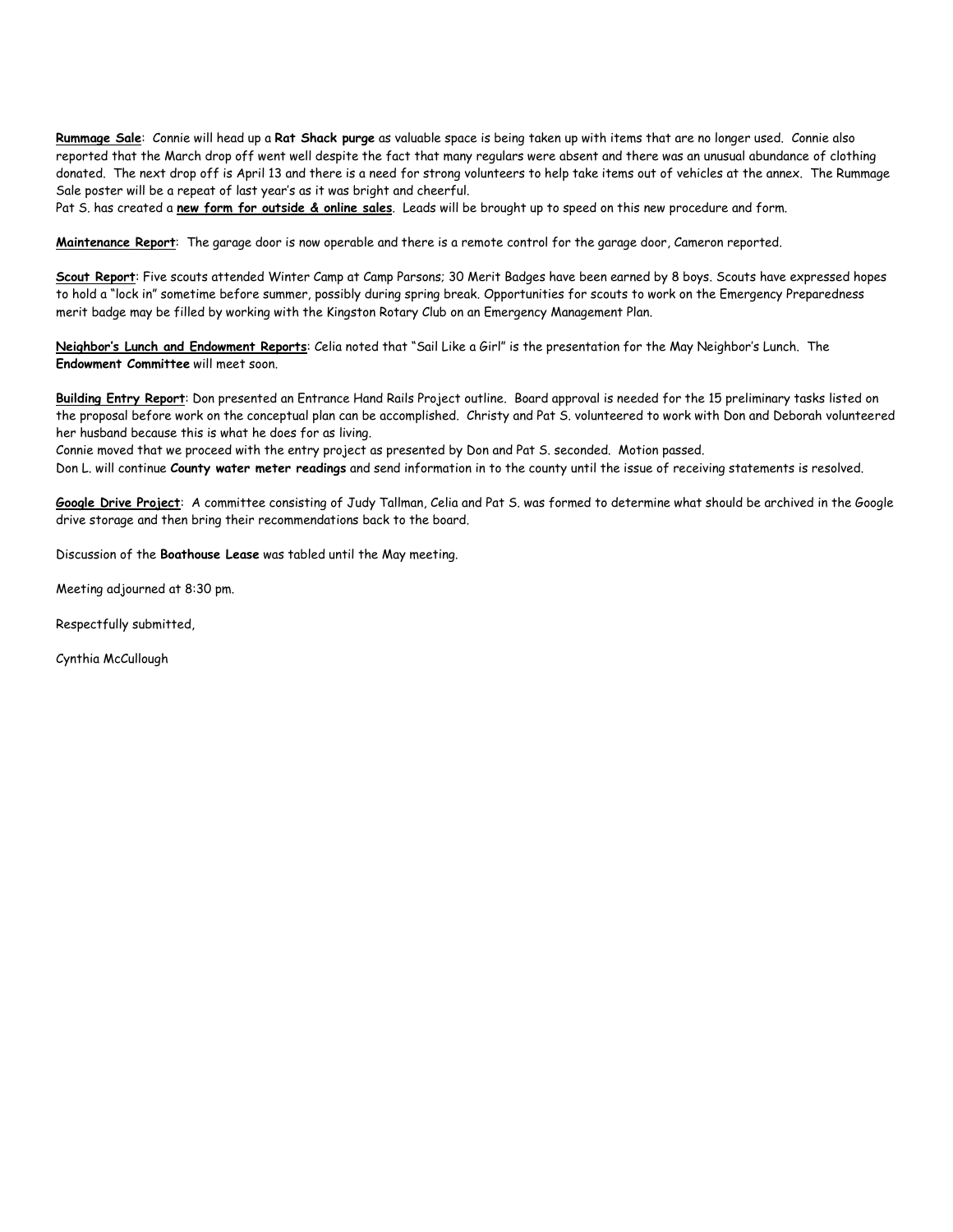**Rummage Sale**: Connie will head up a **Rat Shack purge** as valuable space is being taken up with items that are no longer used. Connie also reported that the March drop off went well despite the fact that many regulars were absent and there was an unusual abundance of clothing donated. The next drop off is April 13 and there is a need for strong volunteers to help take items out of vehicles at the annex. The Rummage Sale poster will be a repeat of last year's as it was bright and cheerful.

Pat S. has created a **new form for outside & online sales**. Leads will be brought up to speed on this new procedure and form.

**Maintenance Report**: The garage door is now operable and there is a remote control for the garage door, Cameron reported.

**Scout Report**: Five scouts attended Winter Camp at Camp Parsons; 30 Merit Badges have been earned by 8 boys. Scouts have expressed hopes to hold a "lock in" sometime before summer, possibly during spring break. Opportunities for scouts to work on the Emergency Preparedness merit badge may be filled by working with the Kingston Rotary Club on an Emergency Management Plan.

**Neighbor's Lunch and Endowment Reports**: Celia noted that "Sail Like a Girl" is the presentation for the May Neighbor's Lunch. The **Endowment Committee** will meet soon.

**Building Entry Report**: Don presented an Entrance Hand Rails Project outline. Board approval is needed for the 15 preliminary tasks listed on the proposal before work on the conceptual plan can be accomplished. Christy and Pat S. volunteered to work with Don and Deborah volunteered her husband because this is what he does for as living.

Connie moved that we proceed with the entry project as presented by Don and Pat S. seconded. Motion passed.

Don L. will continue **County water meter readings** and send information in to the county until the issue of receiving statements is resolved.

**Google Drive Project**: A committee consisting of Judy Tallman, Celia and Pat S. was formed to determine what should be archived in the Google drive storage and then bring their recommendations back to the board.

Discussion of the **Boathouse Lease** was tabled until the May meeting.

Meeting adjourned at 8:30 pm.

Respectfully submitted,

Cynthia McCullough